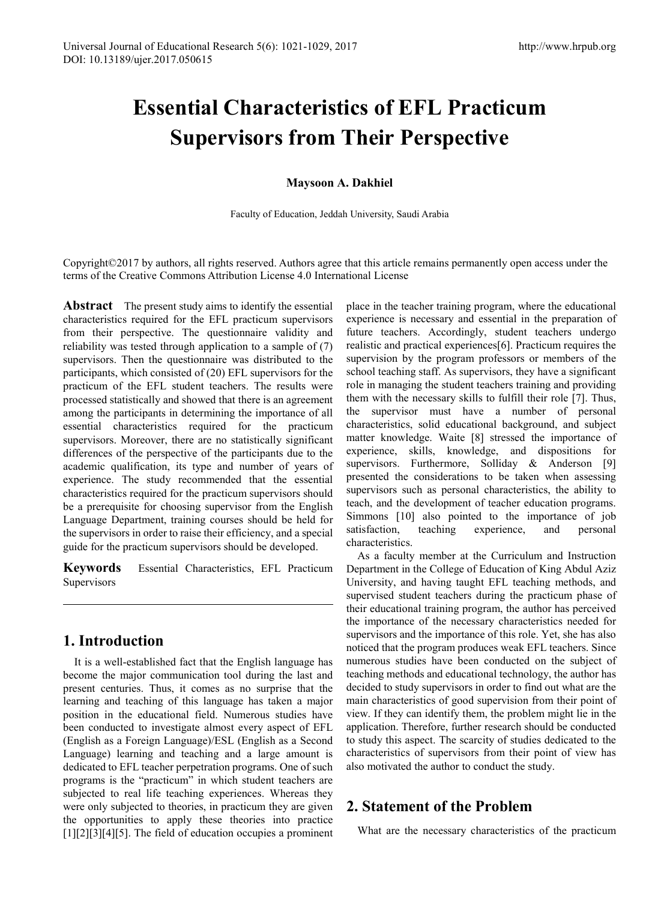# Essential Characteristics of EFL Practicum Supervisors from Their Perspective

**Maysoon A. Dakhiel**

Faculty of Education, Jeddah University, Saudi Arabia

Copyright©2017 by authors, all rights reserved. Authors agree that this article remains permanently open access under the terms of the Creative Commons Attribution License 4.0 International License

**Abstract** The present study aims to identify the essential characteristics required for the EFL practicum supervisors from their perspective. The questionnaire validity and reliability was tested through application to a sample of (7) supervisors. Then the questionnaire was distributed to the participants, which consisted of (20) EFL supervisors for the practicum of the EFL student teachers. The results were processed statistically and showed that there is an agreement among the participants in determining the importance of all essential characteristics required for the practicum supervisors. Moreover, there are no statistically significant differences of the perspective of the participants due to the academic qualification, its type and number of years of experience. The study recommended that the essential characteristics required for the practicum supervisors should be a prerequisite for choosing supervisor from the English Language Department, training courses should be held for the supervisors in order to raise their efficiency, and a special guide for the practicum supervisors should be developed.

**Keywords** Essential Characteristics, EFL Practicum Supervisors

## 1. Introduction

It is a well-established fact that the English language has become the major communication tool during the last and present centuries. Thus, it comes as no surprise that the learning and teaching of this language has taken a major position in the educational field. Numerous studies have been conducted to investigate almost every aspect of EFL (English as a Foreign Language)/ESL (English as a Second Language) learning and teaching and a large amount is dedicated to EFL teacher perpetration programs. One of such programs is the "practicum" in which student teachers are subjected to real life teaching experiences. Whereas they were only subjected to theories, in practicum they are given the opportunities to apply these theories into practice [1][2][3][4][5]. The field of education occupies a prominent place in the teacher training program, where the educational experience is necessary and essential in the preparation of future teachers. Accordingly, student teachers undergo realistic and practical experiences[6]. Practicum requires the supervision by the program professors or members of the school teaching staff. As supervisors, they have a significant role in managing the student teachers training and providing them with the necessary skills to fulfill their role [7]. Thus, the supervisor must have a number of personal characteristics, solid educational background, and subject matter knowledge. Waite [8] stressed the importance of experience, skills, knowledge, and dispositions for supervisors. Furthermore, Solliday & Anderson [9] presented the considerations to be taken when assessing supervisors such as personal characteristics, the ability to teach, and the development of teacher education programs. Simmons [10] also pointed to the importance of job satisfaction, teaching experience, and personal characteristics.

As a faculty member at the Curriculum and Instruction Department in the College of Education of King Abdul Aziz University, and having taught EFL teaching methods, and supervised student teachers during the practicum phase of their educational training program, the author has perceived the importance of the necessary characteristics needed for supervisors and the importance of this role. Yet, she has also noticed that the program produces weak EFL teachers. Since numerous studies have been conducted on the subject of teaching methods and educational technology, the author has decided to study supervisors in order to find out what are the main characteristics of good supervision from their point of view. If they can identify them, the problem might lie in the application. Therefore, further research should be conducted to study this aspect. The scarcity of studies dedicated to the characteristics of supervisors from their point of view has also motivated the author to conduct the study.

## 2. Statement of the Problem

What are the necessary characteristics of the practicum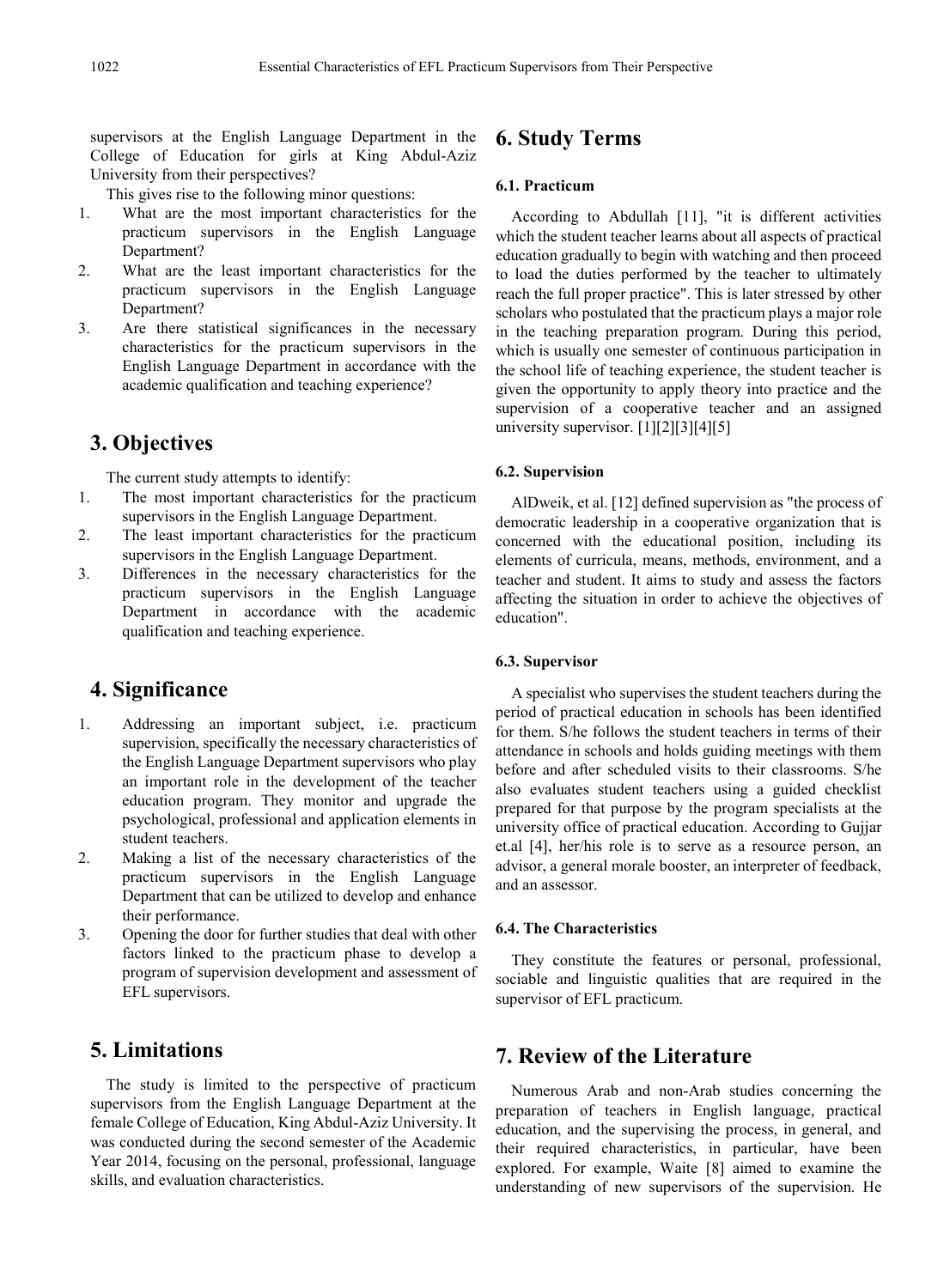supervisors at the English Language Department in the College of Education for girls at King Abdul-Aziz University from their perspectives?

This gives rise to the following minor questions:

1. What are the most important characteristics for the practicum supervisors in the English Language Department?
2. What are the least important characteristics for the practicum supervisors in the English Language Department?
3. Are there statistical significances in the necessary characteristics for the practicum supervisors in the English Language Department in accordance with the academic qualification and teaching experience?

## 3. Objectives

The current study attempts to identify:

1. The most important characteristics for the practicum supervisors in the English Language Department.
2. The least important characteristics for the practicum supervisors in the English Language Department.
3. Differences in the necessary characteristics for the practicum supervisors in the English Language Department in accordance with the academic qualification and teaching experience.

## 4. Significance

1. Addressing an important subject, i.e. practicum supervision, specifically the necessary characteristics of the English Language Department supervisors who play an important role in the development of the teacher education program. They monitor and upgrade the psychological, professional and application elements in student teachers.
2. Making a list of the necessary characteristics of the practicum supervisors in the English Language Department that can be utilized to develop and enhance their performance.
3. Opening the door for further studies that deal with other factors linked to the practicum phase to develop a program of supervision development and assessment of EFL supervisors.

## 5. Limitations

The study is limited to the perspective of practicum supervisors from the English Language Department at the female College of Education, King Abdul-Aziz University. It was conducted during the second semester of the Academic Year 2014, focusing on the personal, professional, language skills, and evaluation characteristics.

## 6. Study Terms

### 6.1. Practicum

According to Abdullah [11], "it is different activities which the student teacher learns about all aspects of practical education gradually to begin with watching and then proceed to load the duties performed by the teacher to ultimately reach the full proper practice". This is later stressed by other scholars who postulated that the practicum plays a major role in the teaching preparation program. During this period, which is usually one semester of continuous participation in the school life of teaching experience, the student teacher is given the opportunity to apply theory into practice and the supervision of a cooperative teacher and an assigned university supervisor. [1][2][3][4][5]

### 6.2. Supervision

AlDweik, et al. [12] defined supervision as "the process of democratic leadership in a cooperative organization that is concerned with the educational position, including its elements of curricula, means, methods, environment, and a teacher and student. It aims to study and assess the factors affecting the situation in order to achieve the objectives of education".

### 6.3. Supervisor

A specialist who supervises the student teachers during the period of practical education in schools has been identified for them. S/he follows the student teachers in terms of their attendance in schools and holds guiding meetings with them before and after scheduled visits to their classrooms. S/he also evaluates student teachers using a guided checklist prepared for that purpose by the program specialists at the university office of practical education. According to Gujjar et.al [4], her/his role is to serve as a resource person, an advisor, a general morale booster, an interpreter of feedback, and an assessor.

### 6.4. The Characteristics

They constitute the features or personal, professional, sociable and linguistic qualities that are required in the supervisor of EFL practicum.

## 7. Review of the Literature

Numerous Arab and non-Arab studies concerning the preparation of teachers in English language, practical education, and the supervising the process, in general, and their required characteristics, in particular, have been explored. For example, Waite [8] aimed to examine the understanding of new supervisors of the supervision. He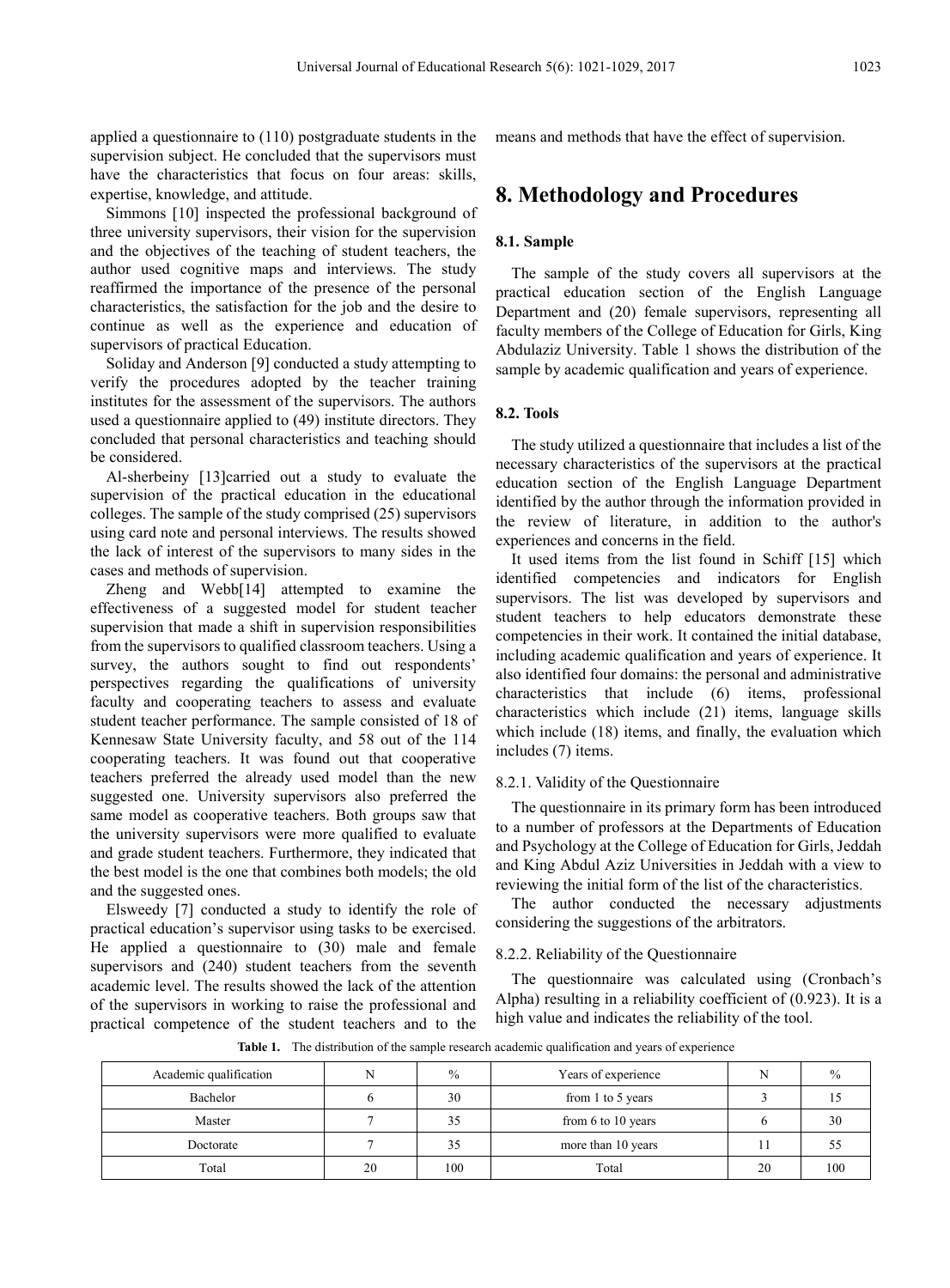applied a questionnaire to (110) postgraduate students in the supervision subject. He concluded that the supervisors must have the characteristics that focus on four areas: skills, expertise, knowledge, and attitude.

Simmons [10] inspected the professional background of three university supervisors, their vision for the supervision and the objectives of the teaching of student teachers, the author used cognitive maps and interviews. The study reaffirmed the importance of the presence of the personal characteristics, the satisfaction for the job and the desire to continue as well as the experience and education of supervisors of practical Education.

Soliday and Anderson [9] conducted a study attempting to verify the procedures adopted by the teacher training institutes for the assessment of the supervisors. The authors used a questionnaire applied to (49) institute directors. They concluded that personal characteristics and teaching should be considered.

Al-sherbeiny [13]carried out a study to evaluate the supervision of the practical education in the educational colleges. The sample of the study comprised (25) supervisors using card note and personal interviews. The results showed the lack of interest of the supervisors to many sides in the cases and methods of supervision.

Zheng and Webb[14] attempted to examine the effectiveness of a suggested model for student teacher supervision that made a shift in supervision responsibilities from the supervisors to qualified classroom teachers. Using a survey, the authors sought to find out respondents' perspectives regarding the qualifications of university faculty and cooperating teachers to assess and evaluate student teacher performance. The sample consisted of 18 of Kennesaw State University faculty, and 58 out of the 114 cooperating teachers. It was found out that cooperative teachers preferred the already used model than the new suggested one. University supervisors also preferred the same model as cooperative teachers. Both groups saw that the university supervisors were more qualified to evaluate and grade student teachers. Furthermore, they indicated that the best model is the one that combines both models; the old and the suggested ones.

Elsweedy [7] conducted a study to identify the role of practical education's supervisor using tasks to be exercised. He applied a questionnaire to (30) male and female supervisors and (240) student teachers from the seventh academic level. The results showed the lack of the attention of the supervisors in working to raise the professional and practical competence of the student teachers and to the means and methods that have the effect of supervision.

# 8. Methodology and Procedures

### 8.1. Sample

The sample of the study covers all supervisors at the practical education section of the English Language Department and (20) female supervisors, representing all faculty members of the College of Education for Girls, King Abdulaziz University. Table 1 shows the distribution of the sample by academic qualification and years of experience.

### 8.2. Tools

The study utilized a questionnaire that includes a list of the necessary characteristics of the supervisors at the practical education section of the English Language Department identified by the author through the information provided in the review of literature, in addition to the author's experiences and concerns in the field.

It used items from the list found in Schiff [15] which identified competencies and indicators for English supervisors. The list was developed by supervisors and student teachers to help educators demonstrate these competencies in their work. It contained the initial database, including academic qualification and years of experience. It also identified four domains: the personal and administrative characteristics that include (6) items, professional characteristics which include (21) items, language skills which include (18) items, and finally, the evaluation which includes (7) items.

#### 8.2.1. Validity of the Questionnaire

The questionnaire in its primary form has been introduced to a number of professors at the Departments of Education and Psychology at the College of Education for Girls, Jeddah and King Abdul Aziz Universities in Jeddah with a view to reviewing the initial form of the list of the characteristics.

The author conducted the necessary adjustments considering the suggestions of the arbitrators.

#### 8.2.2. Reliability of the Questionnaire

The questionnaire was calculated using (Cronbach's Alpha) resulting in a reliability coefficient of (0.923). It is a high value and indicates the reliability of the tool.

**Table 1.** The distribution of the sample research academic qualification and years of experience

| Academic qualification | N | % | Years of experience | N | % |
|---|---|---|---|---|---|
| Bachelor | 6 | 30 | from 1 to 5 years | 3 | 15 |
| Master | 7 | 35 | from 6 to 10 years | 6 | 30 |
| Doctorate | 7 | 35 | more than 10 years | 11 | 55 |
| Total | 20 | 100 | Total | 20 | 100 |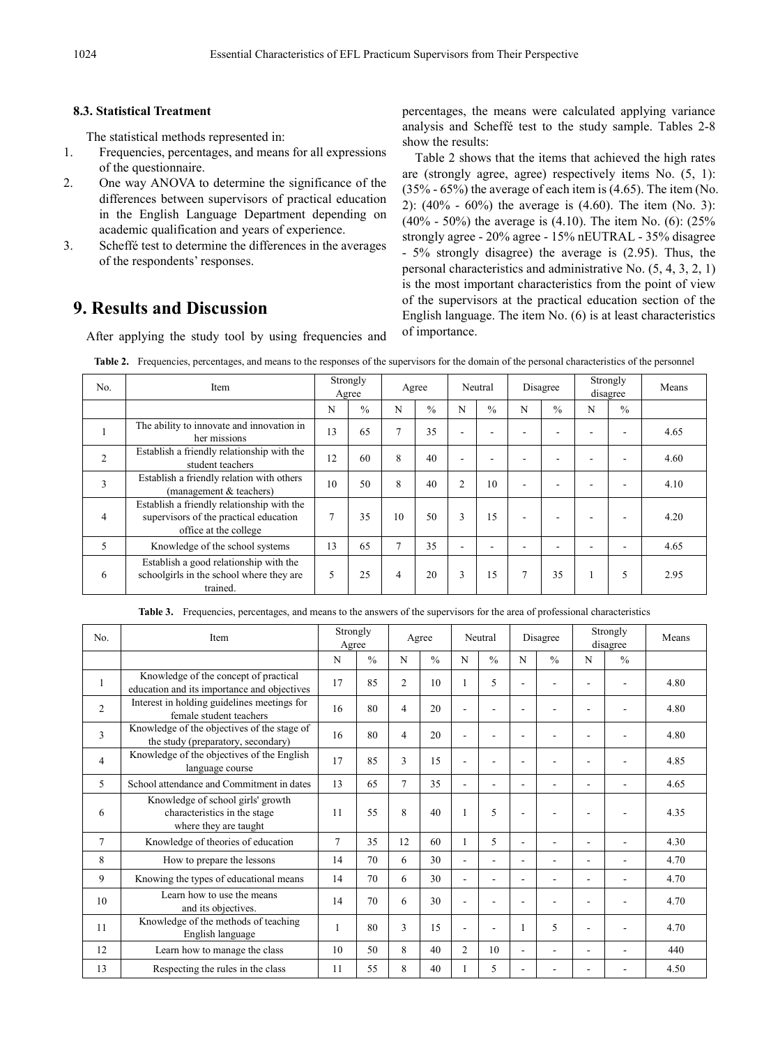### 8.3. Statistical Treatment

The statistical methods represented in:

1. Frequencies, percentages, and means for all expressions of the questionnaire.
2. One way ANOVA to determine the significance of the differences between supervisors of practical education in the English Language Department depending on academic qualification and years of experience.
3. Scheffé test to determine the differences in the averages of the respondents' responses.

## 9. Results and Discussion

After applying the study tool by using frequencies and percentages, the means were calculated applying variance analysis and Scheffé test to the study sample. Tables 2-8 show the results:

Table 2 shows that the items that achieved the high rates are (strongly agree, agree) respectively items No. (5, 1): (35% - 65%) the average of each item is (4.65). The item (No. 2): (40% - 60%) the average is (4.60). The item (No. 3): (40% - 50%) the average is (4.10). The item No. (6): (25% strongly agree - 20% agree - 15% nEUTRAL - 35% disagree - 5% strongly disagree) the average is (2.95). Thus, the personal characteristics and administrative No. (5, 4, 3, 2, 1) is the most important characteristics from the point of view of the supervisors at the practical education section of the English language. The item No. (6) is at least characteristics of importance.

**Table 2.** Frequencies, percentages, and means to the responses of the supervisors for the domain of the personal characteristics of the personnel

| No. | Item | Strongly Agree | | Agree | | Neutral | | Disagree | | Strongly disagree | | Means |
|---|---|---|---|---|---|---|---|---|---|---|---|---|
| | | N | % | N | % | N | % | N | % | N | % | |
| 1 | The ability to innovate and innovation in her missions | 13 | 65 | 7 | 35 | - | - | - | - | - | - | 4.65 |
| 2 | Establish a friendly relationship with the student teachers | 12 | 60 | 8 | 40 | - | - | - | - | - | - | 4.60 |
| 3 | Establish a friendly relation with others (management & teachers) | 10 | 50 | 8 | 40 | 2 | 10 | - | - | - | - | 4.10 |
| 4 | Establish a friendly relationship with the supervisors of the practical education office at the college | 7 | 35 | 10 | 50 | 3 | 15 | - | - | - | - | 4.20 |
| 5 | Knowledge of the school systems | 13 | 65 | 7 | 35 | - | - | - | - | - | - | 4.65 |
| 6 | Establish a good relationship with the schoolgirls in the school where they are trained. | 5 | 25 | 4 | 20 | 3 | 15 | 7 | 35 | 1 | 5 | 2.95 |

**Table 3.** Frequencies, percentages, and means to the answers of the supervisors for the area of professional characteristics

| No. | Item | Strongly Agree | | Agree | | Neutral | | Disagree | | Strongly disagree | | Means |
|---|---|---|---|---|---|---|---|---|---|---|---|---|
| | | N | % | N | % | N | % | N | % | N | % | |
| 1 | Knowledge of the concept of practical education and its importance and objectives | 17 | 85 | 2 | 10 | 1 | 5 | - | - | - | - | 4.80 |
| 2 | Interest in holding guidelines meetings for female student teachers | 16 | 80 | 4 | 20 | - | - | - | - | - | - | 4.80 |
| 3 | Knowledge of the objectives of the stage of the study (preparatory, secondary) | 16 | 80 | 4 | 20 | - | - | - | - | - | - | 4.80 |
| 4 | Knowledge of the objectives of the English language course | 17 | 85 | 3 | 15 | - | - | - | - | - | - | 4.85 |
| 5 | School attendance and Commitment in dates | 13 | 65 | 7 | 35 | - | - | - | - | - | - | 4.65 |
| 6 | Knowledge of school girls' growth characteristics in the stage where they are taught | 11 | 55 | 8 | 40 | 1 | 5 | - | - | - | - | 4.35 |
| 7 | Knowledge of theories of education | 7 | 35 | 12 | 60 | 1 | 5 | - | - | - | - | 4.30 |
| 8 | How to prepare the lessons | 14 | 70 | 6 | 30 | - | - | - | - | - | - | 4.70 |
| 9 | Knowing the types of educational means | 14 | 70 | 6 | 30 | - | - | - | - | - | - | 4.70 |
| 10 | Learn how to use the means and its objectives. | 14 | 70 | 6 | 30 | - | - | - | - | - | - | 4.70 |
| 11 | Knowledge of the methods of teaching English language | 1 | 80 | 3 | 15 | - | - | 1 | 5 | - | - | 4.70 |
| 12 | Learn how to manage the class | 10 | 50 | 8 | 40 | 2 | 10 | - | - | - | - | 440 |
| 13 | Respecting the rules in the class | 11 | 55 | 8 | 40 | 1 | 5 | - | - | - | - | 4.50 |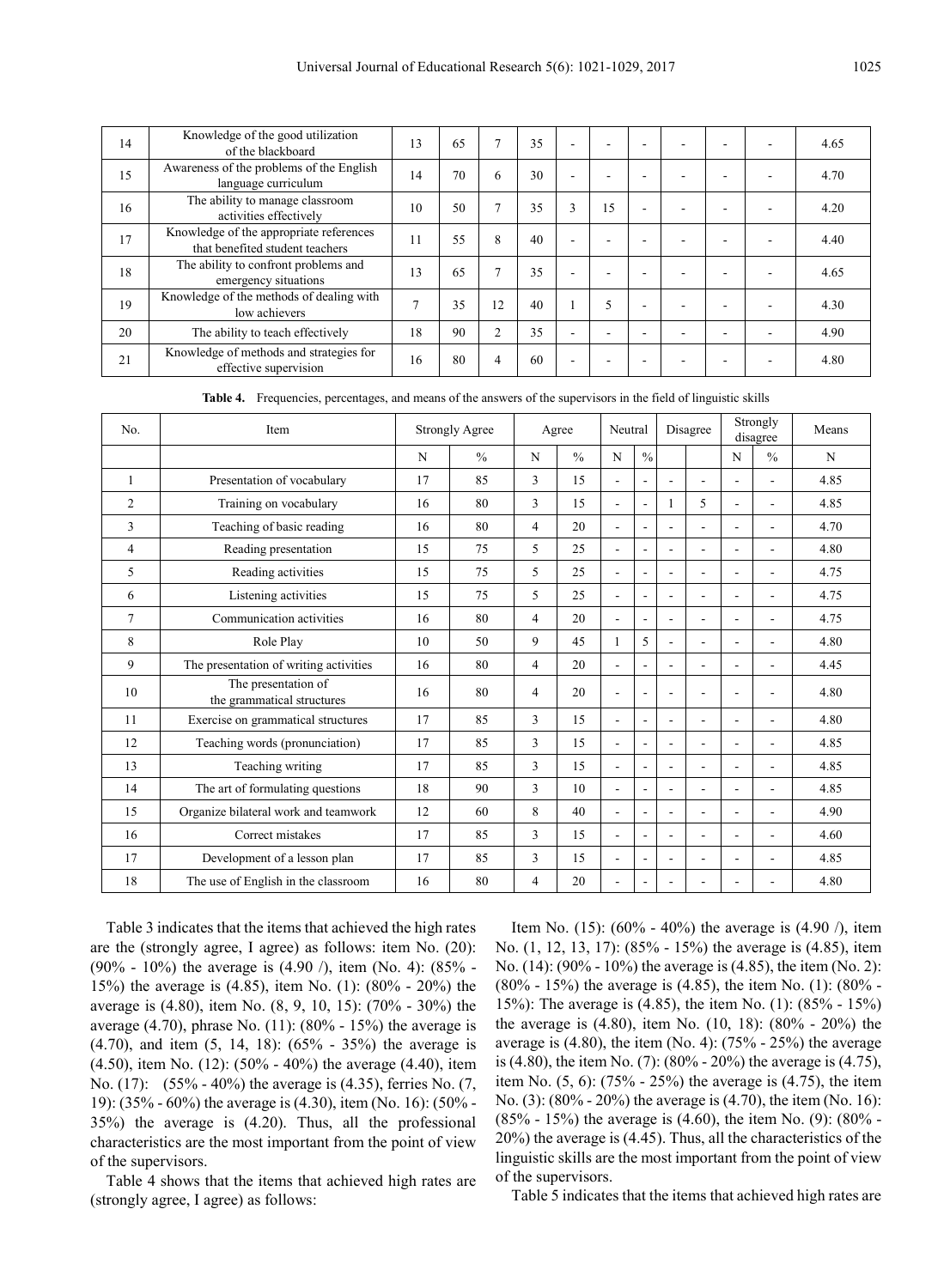| 14 | Knowledge of the good utilization of the blackboard | 13 | 65 | 7 | 35 | - | - | - | - | - | - | 4.65 |
|---|---|---|---|---|---|---|---|---|---|---|---|---|
| 15 | Awareness of the problems of the English language curriculum | 14 | 70 | 6 | 30 | - | - | - | - | - | - | 4.70 |
| 16 | The ability to manage classroom activities effectively | 10 | 50 | 7 | 35 | 3 | 15 | - | - | - | - | 4.20 |
| 17 | Knowledge of the appropriate references that benefited student teachers | 11 | 55 | 8 | 40 | - | - | - | - | - | - | 4.40 |
| 18 | The ability to confront problems and emergency situations | 13 | 65 | 7 | 35 | - | - | - | - | - | - | 4.65 |
| 19 | Knowledge of the methods of dealing with low achievers | 7 | 35 | 12 | 40 | 1 | 5 | - | - | - | - | 4.30 |
| 20 | The ability to teach effectively | 18 | 90 | 2 | 35 | - | - | - | - | - | - | 4.90 |
| 21 | Knowledge of methods and strategies for effective supervision | 16 | 80 | 4 | 60 | - | - | - | - | - | - | 4.80 |

**Table 4.** Frequencies, percentages, and means of the answers of the supervisors in the field of linguistic skills

| No. | Item | Strongly Agree | | Agree | | Neutral | | Disagree | | Strongly disagree | | Means |
|---|---|---|---|---|---|---|---|---|---|---|---|---|
| | | N | % | N | % | N | % | | | N | % | N |
| 1 | Presentation of vocabulary | 17 | 85 | 3 | 15 | - | - | - | - | - | - | 4.85 |
| 2 | Training on vocabulary | 16 | 80 | 3 | 15 | - | - | 1 | 5 | - | - | 4.85 |
| 3 | Teaching of basic reading | 16 | 80 | 4 | 20 | - | - | - | - | - | - | 4.70 |
| 4 | Reading presentation | 15 | 75 | 5 | 25 | - | - | - | - | - | - | 4.80 |
| 5 | Reading activities | 15 | 75 | 5 | 25 | - | - | - | - | - | - | 4.75 |
| 6 | Listening activities | 15 | 75 | 5 | 25 | - | - | - | - | - | - | 4.75 |
| 7 | Communication activities | 16 | 80 | 4 | 20 | - | - | - | - | - | - | 4.75 |
| 8 | Role Play | 10 | 50 | 9 | 45 | 1 | 5 | - | - | - | - | 4.80 |
| 9 | The presentation of writing activities | 16 | 80 | 4 | 20 | - | - | - | - | - | - | 4.45 |
| 10 | The presentation of the grammatical structures | 16 | 80 | 4 | 20 | - | - | - | - | - | - | 4.80 |
| 11 | Exercise on grammatical structures | 17 | 85 | 3 | 15 | - | - | - | - | - | - | 4.80 |
| 12 | Teaching words (pronunciation) | 17 | 85 | 3 | 15 | - | - | - | - | - | - | 4.85 |
| 13 | Teaching writing | 17 | 85 | 3 | 15 | - | - | - | - | - | - | 4.85 |
| 14 | The art of formulating questions | 18 | 90 | 3 | 10 | - | - | - | - | - | - | 4.85 |
| 15 | Organize bilateral work and teamwork | 12 | 60 | 8 | 40 | - | - | - | - | - | - | 4.90 |
| 16 | Correct mistakes | 17 | 85 | 3 | 15 | - | - | - | - | - | - | 4.60 |
| 17 | Development of a lesson plan | 17 | 85 | 3 | 15 | - | - | - | - | - | - | 4.85 |
| 18 | The use of English in the classroom | 16 | 80 | 4 | 20 | - | - | - | - | - | - | 4.80 |

Table 3 indicates that the items that achieved the high rates are the (strongly agree, I agree) as follows: item No. (20): (90% - 10%) the average is (4.90 /), item (No. 4): (85% - 15%) the average is (4.85), item No. (1): (80% - 20%) the average is (4.80), item No. (8, 9, 10, 15): (70% - 30%) the average (4.70), phrase No. (11): (80% - 15%) the average is (4.70), and item (5, 14, 18): (65% - 35%) the average is (4.50), item No. (12): (50% - 40%) the average (4.40), item No. (17): (55% - 40%) the average is (4.35), ferries No. (7, 19): (35% - 60%) the average is (4.30), item (No. 16): (50% - 35%) the average is (4.20). Thus, all the professional characteristics are the most important from the point of view of the supervisors.

Table 4 shows that the items that achieved high rates are (strongly agree, I agree) as follows:

Item No. (15): (60% - 40%) the average is (4.90 /), item No. (1, 12, 13, 17): (85% - 15%) the average is (4.85), item No. (14): (90% - 10%) the average is (4.85), the item (No. 2): (80% - 15%) the average is (4.85), the item No. (1): (80% - 15%): The average is (4.85), the item No. (1): (85% - 15%) the average is (4.80), item No. (10, 18): (80% - 20%) the average is (4.80), the item (No. 4): (75% - 25%) the average is (4.80), the item No. (7): (80% - 20%) the average is (4.75), item No. (5, 6): (75% - 25%) the average is (4.75), the item No. (3): (80% - 20%) the average is (4.70), the item (No. 16): (85% - 15%) the average is (4.60), the item No. (9): (80% - 20%) the average is (4.45). Thus, all the characteristics of the linguistic skills are the most important from the point of view of the supervisors.

Table 5 indicates that the items that achieved high rates are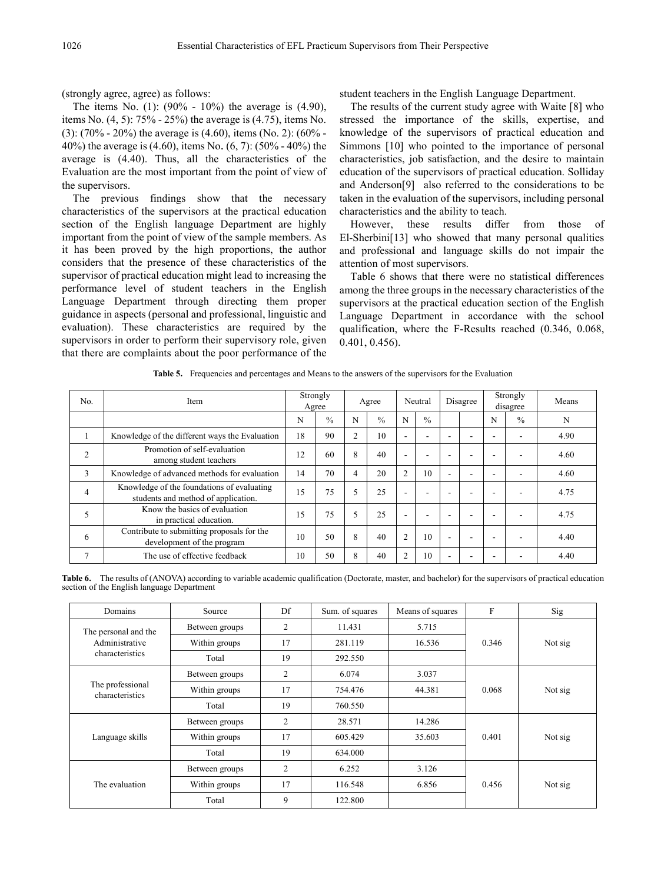(strongly agree, agree) as follows:

The items No. (1): (90% - 10%) the average is (4.90), items No. (4, 5): 75% - 25%) the average is (4.75), items No. (3): (70% - 20%) the average is (4.60), items (No. 2): (60% - 40%) the average is (4.60), items No. (6, 7): (50% - 40%) the average is (4.40). Thus, all the characteristics of the Evaluation are the most important from the point of view of the supervisors.

The previous findings show that the necessary characteristics of the supervisors at the practical education section of the English language Department are highly important from the point of view of the sample members. As it has been proved by the high proportions, the author considers that the presence of these characteristics of the supervisor of practical education might lead to increasing the performance level of student teachers in the English Language Department through directing them proper guidance in aspects (personal and professional, linguistic and evaluation). These characteristics are required by the supervisors in order to perform their supervisory role, given that there are complaints about the poor performance of the student teachers in the English Language Department.

The results of the current study agree with Waite [8] who stressed the importance of the skills, expertise, and knowledge of the supervisors of practical education and Simmons [10] who pointed to the importance of personal characteristics, job satisfaction, and the desire to maintain education of the supervisors of practical education. Solliday and Anderson[9] also referred to the considerations to be taken in the evaluation of the supervisors, including personal characteristics and the ability to teach.

However, these results differ from those of El-Sherbini[13] who showed that many personal qualities and professional and language skills do not impair the attention of most supervisors.

Table 6 shows that there were no statistical differences among the three groups in the necessary characteristics of the supervisors at the practical education section of the English Language Department in accordance with the school qualification, where the F-Results reached (0.346, 0.068, 0.401, 0.456).

**Table 5.** Frequencies and percentages and Means to the answers of the supervisors for the Evaluation

| No. | Item | Strongly Agree | | Agree | | Neutral | | Disagree | | Strongly disagree | | Means |
|---|---|---|---|---|---|---|---|---|---|---|---|---|
| | | N | % | N | % | N | % | | | N | % | N |
| 1 | Knowledge of the different ways the Evaluation | 18 | 90 | 2 | 10 | - | - | - | - | - | - | 4.90 |
| 2 | Promotion of self-evaluation among student teachers | 12 | 60 | 8 | 40 | - | - | - | - | - | - | 4.60 |
| 3 | Knowledge of advanced methods for evaluation | 14 | 70 | 4 | 20 | 2 | 10 | - | - | - | - | 4.60 |
| 4 | Knowledge of the foundations of evaluating students and method of application. | 15 | 75 | 5 | 25 | - | - | - | - | - | - | 4.75 |
| 5 | Know the basics of evaluation in practical education. | 15 | 75 | 5 | 25 | - | - | - | - | - | - | 4.75 |
| 6 | Contribute to submitting proposals for the development of the program | 10 | 50 | 8 | 40 | 2 | 10 | - | - | - | - | 4.40 |
| 7 | The use of effective feedback | 10 | 50 | 8 | 40 | 2 | 10 | - | - | - | - | 4.40 |

**Table 6.** The results of (ANOVA) according to variable academic qualification (Doctorate, master, and bachelor) for the supervisors of practical education section of the English language Department

| Domains | Source | Df | Sum. of squares | Means of squares | F | Sig |
|---|---|---|---|---|---|---|
| The personal and the Administrative characteristics | Between groups | 2 | 11.431 | 5.715 | 0.346 | Not sig |
| | Within groups | 17 | 281.119 | 16.536 | | |
| | Total | 19 | 292.550 | | | |
| The professional characteristics | Between groups | 2 | 6.074 | 3.037 | 0.068 | Not sig |
| | Within groups | 17 | 754.476 | 44.381 | | |
| | Total | 19 | 760.550 | | | |
| Language skills | Between groups | 2 | 28.571 | 14.286 | 0.401 | Not sig |
| | Within groups | 17 | 605.429 | 35.603 | | |
| | Total | 19 | 634.000 | | | |
| The evaluation | Between groups | 2 | 6.252 | 3.126 | 0.456 | Not sig |
| | Within groups | 17 | 116.548 | 6.856 | | |
| | Total | 9 | 122.800 | | | |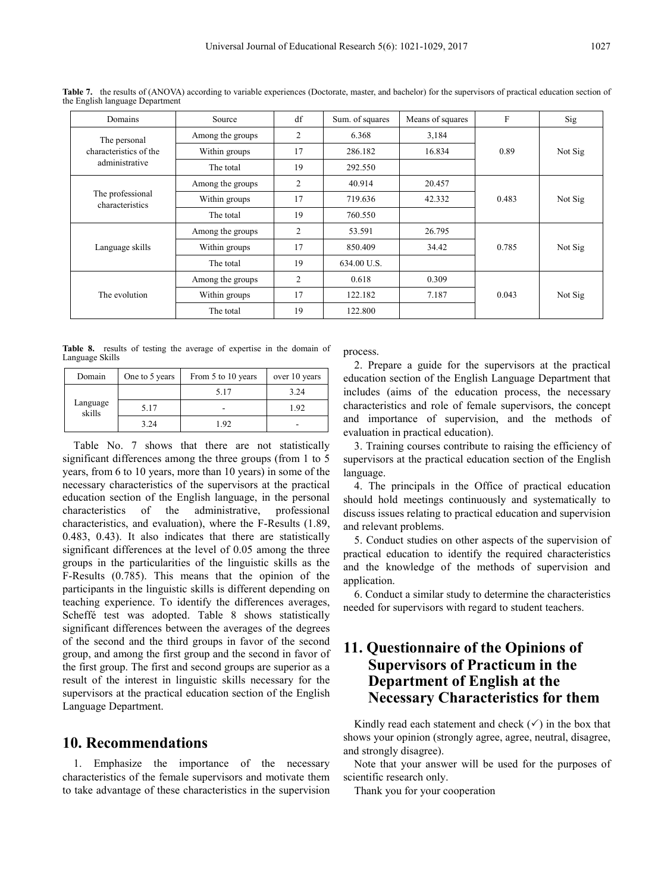**Table 7.** the results of (ANOVA) according to variable experiences (Doctorate, master, and bachelor) for the supervisors of practical education section of the English language Department

| Domains | Source | df | Sum. of squares | Means of squares | F | Sig |
|---|---|---|---|---|---|---|
| The personal characteristics of the administrative | Among the groups | 2 | 6.368 | 3,184 | 0.89 | Not Sig |
| | Within groups | 17 | 286.182 | 16.834 | | |
| | The total | 19 | 292.550 | | | |
| The professional characteristics | Among the groups | 2 | 40.914 | 20.457 | 0.483 | Not Sig |
| | Within groups | 17 | 719.636 | 42.332 | | |
| | The total | 19 | 760.550 | | | |
| Language skills | Among the groups | 2 | 53.591 | 26.795 | 0.785 | Not Sig |
| | Within groups | 17 | 850.409 | 34.42 | | |
| | The total | 19 | 634.00 U.S. | | | |
| The evolution | Among the groups | 2 | 0.618 | 0.309 | 0.043 | Not Sig |
| | Within groups | 17 | 122.182 | 7.187 | | |
| | The total | 19 | 122.800 | | | |

**Table 8.** results of testing the average of expertise in the domain of Language Skills

| Domain | One to 5 years | From 5 to 10 years | over 10 years |
|---|---|---|---|
| Language skills | | 5.17 | 3.24 |
| | 5.17 | - | 1.92 |
| | 3.24 | 1.92 | - |

Table No. 7 shows that there are not statistically significant differences among the three groups (from 1 to 5 years, from 6 to 10 years, more than 10 years) in some of the necessary characteristics of the supervisors at the practical education section of the English language, in the personal characteristics of the administrative, professional characteristics, and evaluation), where the F-Results (1.89, 0.483, 0.43). It also indicates that there are statistically significant differences at the level of 0.05 among the three groups in the particularities of the linguistic skills as the F-Results (0.785). This means that the opinion of the participants in the linguistic skills is different depending on teaching experience. To identify the differences averages, Scheffé test was adopted. Table 8 shows statistically significant differences between the averages of the degrees of the second and the third groups in favor of the second group, and among the first group and the second in favor of the first group. The first and second groups are superior as a result of the interest in linguistic skills necessary for the supervisors at the practical education section of the English Language Department.

## 10. Recommendations

1. Emphasize the importance of the necessary characteristics of the female supervisors and motivate them to take advantage of these characteristics in the supervision process.

2. Prepare a guide for the supervisors at the practical education section of the English Language Department that includes (aims of the education process, the necessary characteristics and role of female supervisors, the concept and importance of supervision, and the methods of evaluation in practical education).

3. Training courses contribute to raising the efficiency of supervisors at the practical education section of the English language.

4. The principals in the Office of practical education should hold meetings continuously and systematically to discuss issues relating to practical education and supervision and relevant problems.

5. Conduct studies on other aspects of the supervision of practical education to identify the required characteristics and the knowledge of the methods of supervision and application.

6. Conduct a similar study to determine the characteristics needed for supervisors with regard to student teachers.

## 11. Questionnaire of the Opinions of Supervisors of Practicum in the Department of English at the Necessary Characteristics for them

Kindly read each statement and check (✓) in the box that shows your opinion (strongly agree, agree, neutral, disagree, and strongly disagree).

Note that your answer will be used for the purposes of scientific research only.

Thank you for your cooperation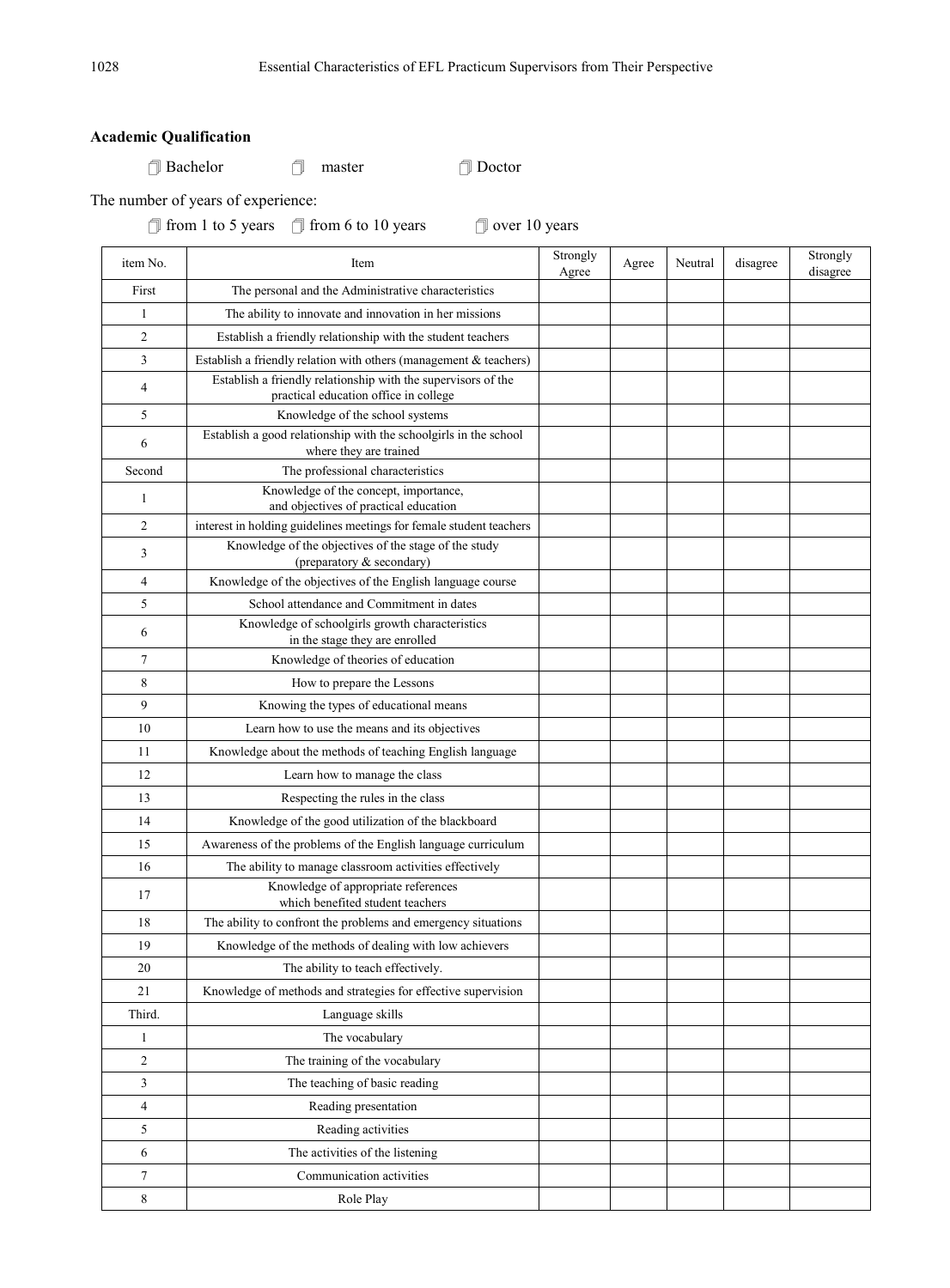**Academic Qualification**

☐ Bachelor ☐ master ☐ Doctor

The number of years of experience:

☐ from 1 to 5 years ☐ from 6 to 10 years ☐ over 10 years

| item No. | Item | Strongly Agree | Agree | Neutral | disagree | Strongly disagree |
|---|---|---|---|---|---|---|
| First | The personal and the Administrative characteristics | | | | | |
| 1 | The ability to innovate and innovation in her missions | | | | | |
| 2 | Establish a friendly relationship with the student teachers | | | | | |
| 3 | Establish a friendly relation with others (management & teachers) | | | | | |
| 4 | Establish a friendly relationship with the supervisors of the practical education office in college | | | | | |
| 5 | Knowledge of the school systems | | | | | |
| 6 | Establish a good relationship with the schoolgirls in the school where they are trained | | | | | |
| Second | The professional characteristics | | | | | |
| 1 | Knowledge of the concept, importance, and objectives of practical education | | | | | |
| 2 | interest in holding guidelines meetings for female student teachers | | | | | |
| 3 | Knowledge of the objectives of the stage of the study (preparatory & secondary) | | | | | |
| 4 | Knowledge of the objectives of the English language course | | | | | |
| 5 | School attendance and Commitment in dates | | | | | |
| 6 | Knowledge of schoolgirls growth characteristics in the stage they are enrolled | | | | | |
| 7 | Knowledge of theories of education | | | | | |
| 8 | How to prepare the Lessons | | | | | |
| 9 | Knowing the types of educational means | | | | | |
| 10 | Learn how to use the means and its objectives | | | | | |
| 11 | Knowledge about the methods of teaching English language | | | | | |
| 12 | Learn how to manage the class | | | | | |
| 13 | Respecting the rules in the class | | | | | |
| 14 | Knowledge of the good utilization of the blackboard | | | | | |
| 15 | Awareness of the problems of the English language curriculum | | | | | |
| 16 | The ability to manage classroom activities effectively | | | | | |
| 17 | Knowledge of appropriate references which benefited student teachers | | | | | |
| 18 | The ability to confront the problems and emergency situations | | | | | |
| 19 | Knowledge of the methods of dealing with low achievers | | | | | |
| 20 | The ability to teach effectively. | | | | | |
| 21 | Knowledge of methods and strategies for effective supervision | | | | | |
| Third. | Language skills | | | | | |
| 1 | The vocabulary | | | | | |
| 2 | The training of the vocabulary | | | | | |
| 3 | The teaching of basic reading | | | | | |
| 4 | Reading presentation | | | | | |
| 5 | Reading activities | | | | | |
| 6 | The activities of the listening | | | | | |
| 7 | Communication activities | | | | | |
| 8 | Role Play | | | | | |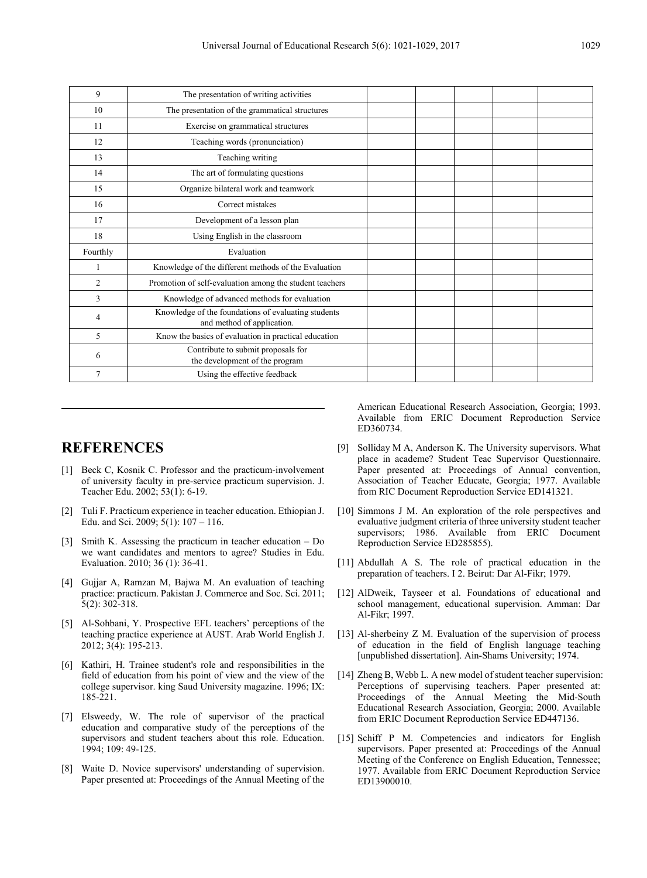| | | | | | | |
|---|---|---|---|---|---|---|
| 9 | The presentation of writing activities | | | | | |
| 10 | The presentation of the grammatical structures | | | | | |
| 11 | Exercise on grammatical structures | | | | | |
| 12 | Teaching words (pronunciation) | | | | | |
| 13 | Teaching writing | | | | | |
| 14 | The art of formulating questions | | | | | |
| 15 | Organize bilateral work and teamwork | | | | | |
| 16 | Correct mistakes | | | | | |
| 17 | Development of a lesson plan | | | | | |
| 18 | Using English in the classroom | | | | | |
| Fourthly | Evaluation | | | | | |
| 1 | Knowledge of the different methods of the Evaluation | | | | | |
| 2 | Promotion of self-evaluation among the student teachers | | | | | |
| 3 | Knowledge of advanced methods for evaluation | | | | | |
| 4 | Knowledge of the foundations of evaluating students and method of application. | | | | | |
| 5 | Know the basics of evaluation in practical education | | | | | |
| 6 | Contribute to submit proposals for the development of the program | | | | | |
| 7 | Using the effective feedback | | | | | |

# REFERENCES

[1] Beck C, Kosnik C. Professor and the practicum-involvement of university faculty in pre-service practicum supervision. J. Teacher Edu. 2002; 53(1): 6-19.

[2] Tuli F. Practicum experience in teacher education. Ethiopian J. Edu. and Sci. 2009; 5(1): 107 – 116.

[3] Smith K. Assessing the practicum in teacher education – Do we want candidates and mentors to agree? Studies in Edu. Evaluation. 2010; 36 (1): 36-41.

[4] Gujjar A, Ramzan M, Bajwa M. An evaluation of teaching practice: practicum. Pakistan J. Commerce and Soc. Sci. 2011; 5(2): 302-318.

[5] Al-Sohbani, Y. Prospective EFL teachers' perceptions of the teaching practice experience at AUST. Arab World English J. 2012; 3(4): 195-213.

[6] Kathiri, H. Trainee student's role and responsibilities in the field of education from his point of view and the view of the college supervisor. king Saud University magazine. 1996; IX: 185-221.

[7] Elsweedy, W. The role of supervisor of the practical education and comparative study of the perceptions of the supervisors and student teachers about this role. Education. 1994; 109: 49-125.

[8] Waite D. Novice supervisors' understanding of supervision. Paper presented at: Proceedings of the Annual Meeting of the American Educational Research Association, Georgia; 1993. Available from ERIC Document Reproduction Service ED360734.

[9] Solliday M A, Anderson K. The University supervisors. What place in academe? Student Teac Supervisor Questionnaire. Paper presented at: Proceedings of Annual convention, Association of Teacher Educate, Georgia; 1977. Available from RIC Document Reproduction Service ED141321.

[10] Simmons J M. An exploration of the role perspectives and evaluative judgment criteria of three university student teacher supervisors; 1986. Available from ERIC Document Reproduction Service ED285855).

[11] Abdullah A S. The role of practical education in the preparation of teachers. I 2. Beirut: Dar Al-Fikr; 1979.

[12] AlDweik, Tayseer et al. Foundations of educational and school management, educational supervision. Amman: Dar Al-Fikr; 1997.

[13] Al-sherbeiny Z M. Evaluation of the supervision of process of education in the field of English language teaching [unpublished dissertation]. Ain-Shams University; 1974.

[14] Zheng B, Webb L. A new model of student teacher supervision: Perceptions of supervising teachers. Paper presented at: Proceedings of the Annual Meeting the Mid-South Educational Research Association, Georgia; 2000. Available from ERIC Document Reproduction Service ED447136.

[15] Schiff P M. Competencies and indicators for English supervisors. Paper presented at: Proceedings of the Annual Meeting of the Conference on English Education, Tennessee; 1977. Available from ERIC Document Reproduction Service ED13900010.